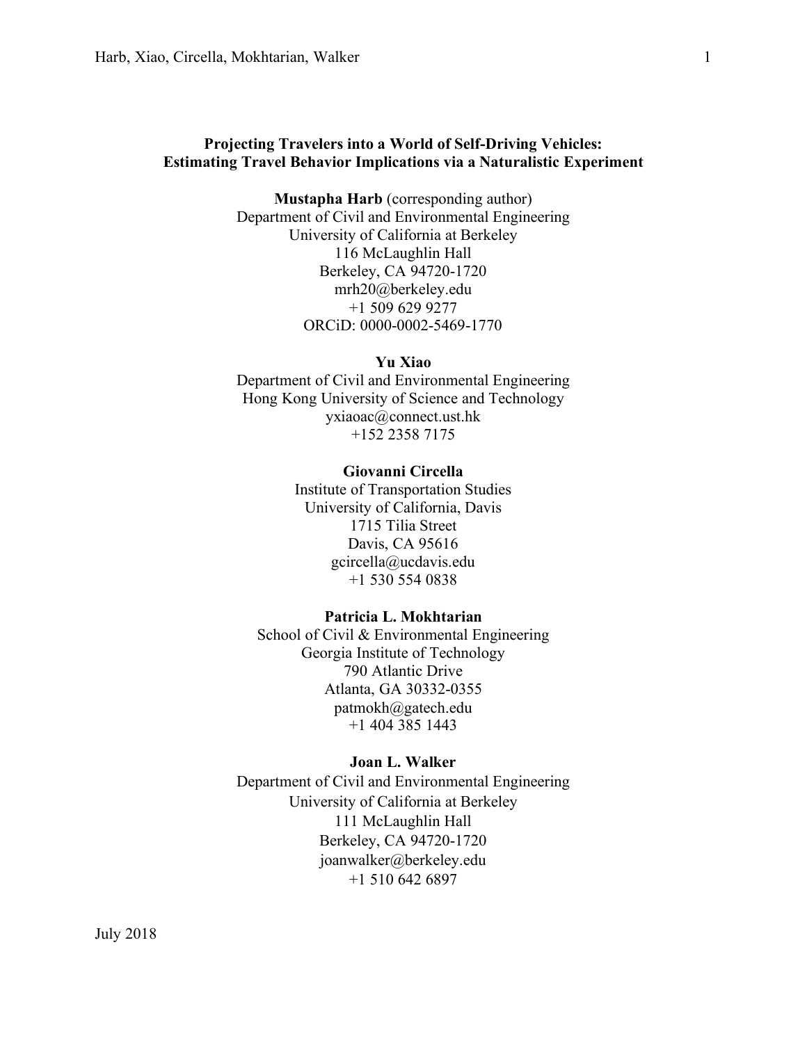# Projecting Travelers into a World of Self-Driving Vehicles: Estimating Travel Behavior Implications via a Naturalistic Experiment

**Mustapha Harb** (corresponding author)
Department of Civil and Environmental Engineering
University of California at Berkeley
116 McLaughlin Hall
Berkeley, CA 94720-1720
mrh20@berkeley.edu
+1 509 629 9277
ORCiD: 0000-0002-5469-1770

**Yu Xiao**
Department of Civil and Environmental Engineering
Hong Kong University of Science and Technology
yxiaoac@connect.ust.hk
+152 2358 7175

**Giovanni Circella**
Institute of Transportation Studies
University of California, Davis
1715 Tilia Street
Davis, CA 95616
gcircella@ucdavis.edu
+1 530 554 0838

**Patricia L. Mokhtarian**
School of Civil & Environmental Engineering
Georgia Institute of Technology
790 Atlantic Drive
Atlanta, GA 30332-0355
patmokh@gatech.edu
+1 404 385 1443

**Joan L. Walker**
Department of Civil and Environmental Engineering
University of California at Berkeley
111 McLaughlin Hall
Berkeley, CA 94720-1720
joanwalker@berkeley.edu
+1 510 642 6897

July 2018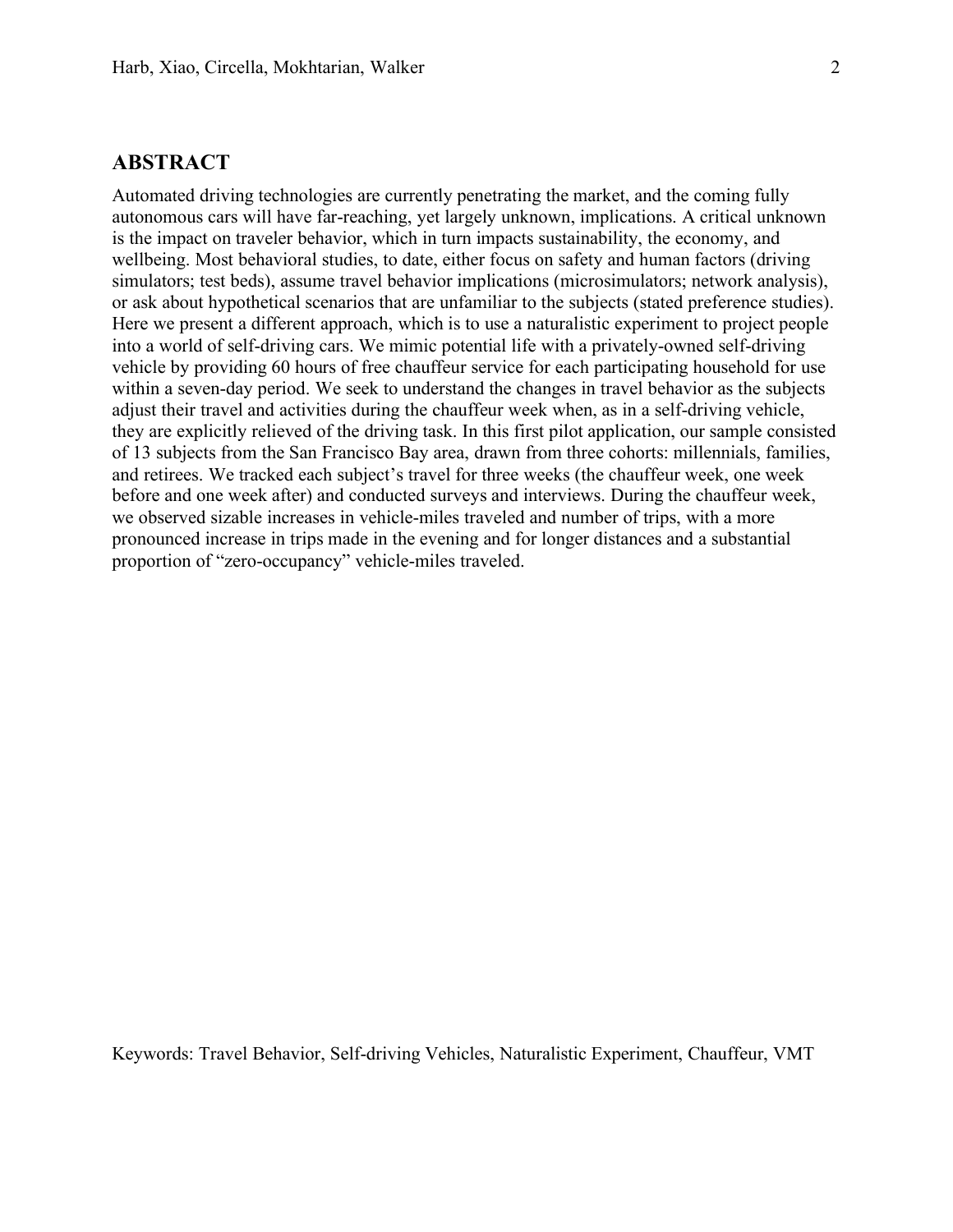## ABSTRACT

Automated driving technologies are currently penetrating the market, and the coming fully autonomous cars will have far-reaching, yet largely unknown, implications. A critical unknown is the impact on traveler behavior, which in turn impacts sustainability, the economy, and wellbeing. Most behavioral studies, to date, either focus on safety and human factors (driving simulators; test beds), assume travel behavior implications (microsimulators; network analysis), or ask about hypothetical scenarios that are unfamiliar to the subjects (stated preference studies). Here we present a different approach, which is to use a naturalistic experiment to project people into a world of self-driving cars. We mimic potential life with a privately-owned self-driving vehicle by providing 60 hours of free chauffeur service for each participating household for use within a seven-day period. We seek to understand the changes in travel behavior as the subjects adjust their travel and activities during the chauffeur week when, as in a self-driving vehicle, they are explicitly relieved of the driving task. In this first pilot application, our sample consisted of 13 subjects from the San Francisco Bay area, drawn from three cohorts: millennials, families, and retirees. We tracked each subject's travel for three weeks (the chauffeur week, one week before and one week after) and conducted surveys and interviews. During the chauffeur week, we observed sizable increases in vehicle-miles traveled and number of trips, with a more pronounced increase in trips made in the evening and for longer distances and a substantial proportion of "zero-occupancy" vehicle-miles traveled.

Keywords: Travel Behavior, Self-driving Vehicles, Naturalistic Experiment, Chauffeur, VMT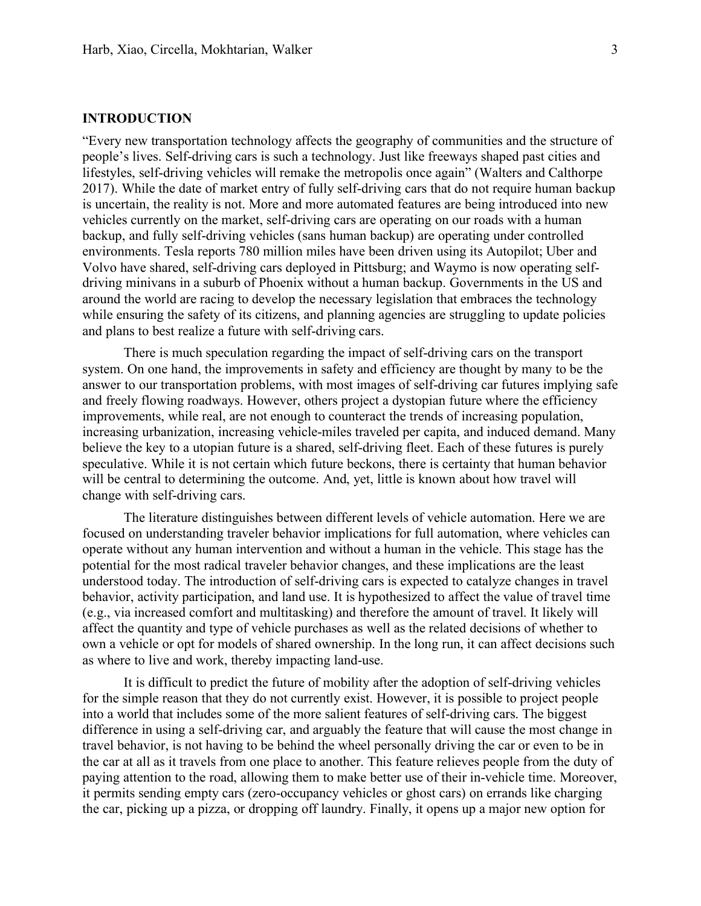## INTRODUCTION

"Every new transportation technology affects the geography of communities and the structure of people's lives. Self-driving cars is such a technology. Just like freeways shaped past cities and lifestyles, self-driving vehicles will remake the metropolis once again" (Walters and Calthorpe 2017). While the date of market entry of fully self-driving cars that do not require human backup is uncertain, the reality is not. More and more automated features are being introduced into new vehicles currently on the market, self-driving cars are operating on our roads with a human backup, and fully self-driving vehicles (sans human backup) are operating under controlled environments. Tesla reports 780 million miles have been driven using its Autopilot; Uber and Volvo have shared, self-driving cars deployed in Pittsburg; and Waymo is now operating self-driving minivans in a suburb of Phoenix without a human backup. Governments in the US and around the world are racing to develop the necessary legislation that embraces the technology while ensuring the safety of its citizens, and planning agencies are struggling to update policies and plans to best realize a future with self-driving cars.

There is much speculation regarding the impact of self-driving cars on the transport system. On one hand, the improvements in safety and efficiency are thought by many to be the answer to our transportation problems, with most images of self-driving car futures implying safe and freely flowing roadways. However, others project a dystopian future where the efficiency improvements, while real, are not enough to counteract the trends of increasing population, increasing urbanization, increasing vehicle-miles traveled per capita, and induced demand. Many believe the key to a utopian future is a shared, self-driving fleet. Each of these futures is purely speculative. While it is not certain which future beckons, there is certainty that human behavior will be central to determining the outcome. And, yet, little is known about how travel will change with self-driving cars.

The literature distinguishes between different levels of vehicle automation. Here we are focused on understanding traveler behavior implications for full automation, where vehicles can operate without any human intervention and without a human in the vehicle. This stage has the potential for the most radical traveler behavior changes, and these implications are the least understood today. The introduction of self-driving cars is expected to catalyze changes in travel behavior, activity participation, and land use. It is hypothesized to affect the value of travel time (e.g., via increased comfort and multitasking) and therefore the amount of travel. It likely will affect the quantity and type of vehicle purchases as well as the related decisions of whether to own a vehicle or opt for models of shared ownership. In the long run, it can affect decisions such as where to live and work, thereby impacting land-use.

It is difficult to predict the future of mobility after the adoption of self-driving vehicles for the simple reason that they do not currently exist. However, it is possible to project people into a world that includes some of the more salient features of self-driving cars. The biggest difference in using a self-driving car, and arguably the feature that will cause the most change in travel behavior, is not having to be behind the wheel personally driving the car or even to be in the car at all as it travels from one place to another. This feature relieves people from the duty of paying attention to the road, allowing them to make better use of their in-vehicle time. Moreover, it permits sending empty cars (zero-occupancy vehicles or ghost cars) on errands like charging the car, picking up a pizza, or dropping off laundry. Finally, it opens up a major new option for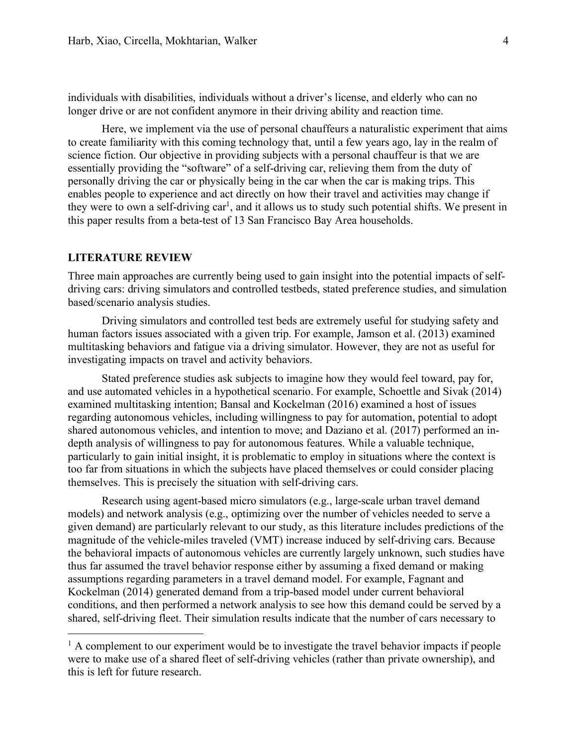individuals with disabilities, individuals without a driver's license, and elderly who can no longer drive or are not confident anymore in their driving ability and reaction time.

Here, we implement via the use of personal chauffeurs a naturalistic experiment that aims to create familiarity with this coming technology that, until a few years ago, lay in the realm of science fiction. Our objective in providing subjects with a personal chauffeur is that we are essentially providing the "software" of a self-driving car, relieving them from the duty of personally driving the car or physically being in the car when the car is making trips. This enables people to experience and act directly on how their travel and activities may change if they were to own a self-driving car[1], and it allows us to study such potential shifts. We present in this paper results from a beta-test of 13 San Francisco Bay Area households.

## LITERATURE REVIEW

Three main approaches are currently being used to gain insight into the potential impacts of self-driving cars: driving simulators and controlled testbeds, stated preference studies, and simulation based/scenario analysis studies.

Driving simulators and controlled test beds are extremely useful for studying safety and human factors issues associated with a given trip. For example, Jamson et al. (2013) examined multitasking behaviors and fatigue via a driving simulator. However, they are not as useful for investigating impacts on travel and activity behaviors.

Stated preference studies ask subjects to imagine how they would feel toward, pay for, and use automated vehicles in a hypothetical scenario. For example, Schoettle and Sivak (2014) examined multitasking intention; Bansal and Kockelman (2016) examined a host of issues regarding autonomous vehicles, including willingness to pay for automation, potential to adopt shared autonomous vehicles, and intention to move; and Daziano et al. (2017) performed an in-depth analysis of willingness to pay for autonomous features. While a valuable technique, particularly to gain initial insight, it is problematic to employ in situations where the context is too far from situations in which the subjects have placed themselves or could consider placing themselves. This is precisely the situation with self-driving cars.

Research using agent-based micro simulators (e.g., large-scale urban travel demand models) and network analysis (e.g., optimizing over the number of vehicles needed to serve a given demand) are particularly relevant to our study, as this literature includes predictions of the magnitude of the vehicle-miles traveled (VMT) increase induced by self-driving cars. Because the behavioral impacts of autonomous vehicles are currently largely unknown, such studies have thus far assumed the travel behavior response either by assuming a fixed demand or making assumptions regarding parameters in a travel demand model. For example, Fagnant and Kockelman (2014) generated demand from a trip-based model under current behavioral conditions, and then performed a network analysis to see how this demand could be served by a shared, self-driving fleet. Their simulation results indicate that the number of cars necessary to

[1] A complement to our experiment would be to investigate the travel behavior impacts if people were to make use of a shared fleet of self-driving vehicles (rather than private ownership), and this is left for future research.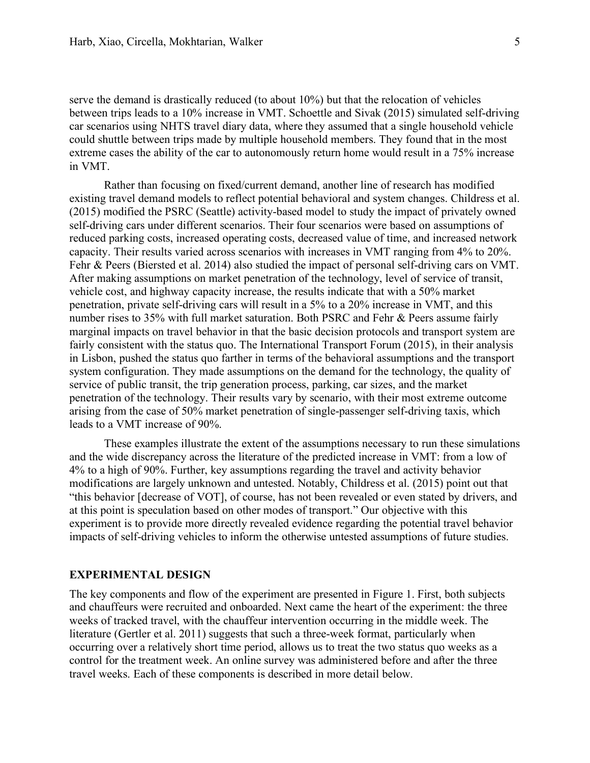serve the demand is drastically reduced (to about 10%) but that the relocation of vehicles between trips leads to a 10% increase in VMT. Schoettle and Sivak (2015) simulated self-driving car scenarios using NHTS travel diary data, where they assumed that a single household vehicle could shuttle between trips made by multiple household members. They found that in the most extreme cases the ability of the car to autonomously return home would result in a 75% increase in VMT.

Rather than focusing on fixed/current demand, another line of research has modified existing travel demand models to reflect potential behavioral and system changes. Childress et al. (2015) modified the PSRC (Seattle) activity-based model to study the impact of privately owned self-driving cars under different scenarios. Their four scenarios were based on assumptions of reduced parking costs, increased operating costs, decreased value of time, and increased network capacity. Their results varied across scenarios with increases in VMT ranging from 4% to 20%. Fehr & Peers (Biersted et al. 2014) also studied the impact of personal self-driving cars on VMT. After making assumptions on market penetration of the technology, level of service of transit, vehicle cost, and highway capacity increase, the results indicate that with a 50% market penetration, private self-driving cars will result in a 5% to a 20% increase in VMT, and this number rises to 35% with full market saturation. Both PSRC and Fehr & Peers assume fairly marginal impacts on travel behavior in that the basic decision protocols and transport system are fairly consistent with the status quo. The International Transport Forum (2015), in their analysis in Lisbon, pushed the status quo farther in terms of the behavioral assumptions and the transport system configuration. They made assumptions on the demand for the technology, the quality of service of public transit, the trip generation process, parking, car sizes, and the market penetration of the technology. Their results vary by scenario, with their most extreme outcome arising from the case of 50% market penetration of single-passenger self-driving taxis, which leads to a VMT increase of 90%.

These examples illustrate the extent of the assumptions necessary to run these simulations and the wide discrepancy across the literature of the predicted increase in VMT: from a low of 4% to a high of 90%. Further, key assumptions regarding the travel and activity behavior modifications are largely unknown and untested. Notably, Childress et al. (2015) point out that "this behavior [decrease of VOT], of course, has not been revealed or even stated by drivers, and at this point is speculation based on other modes of transport." Our objective with this experiment is to provide more directly revealed evidence regarding the potential travel behavior impacts of self-driving vehicles to inform the otherwise untested assumptions of future studies.

## EXPERIMENTAL DESIGN

The key components and flow of the experiment are presented in Figure 1. First, both subjects and chauffeurs were recruited and onboarded. Next came the heart of the experiment: the three weeks of tracked travel, with the chauffeur intervention occurring in the middle week. The literature (Gertler et al. 2011) suggests that such a three-week format, particularly when occurring over a relatively short time period, allows us to treat the two status quo weeks as a control for the treatment week. An online survey was administered before and after the three travel weeks. Each of these components is described in more detail below.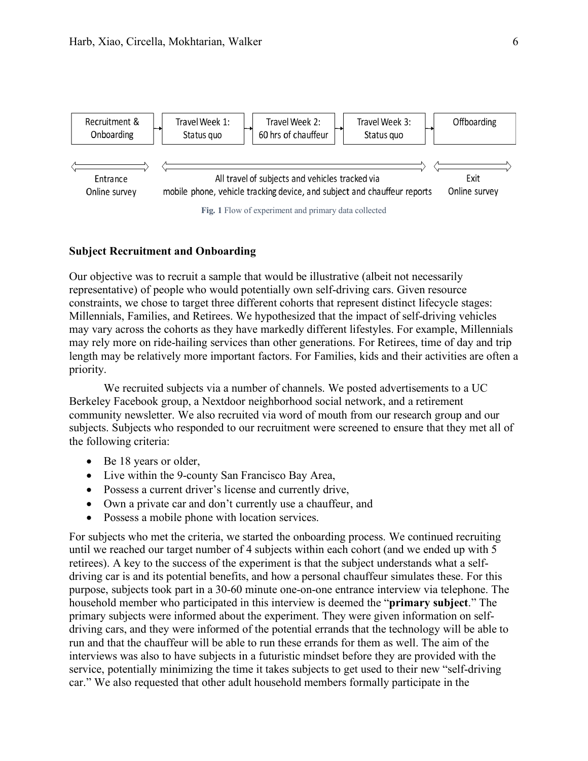Recruitment & Onboarding → Travel Week 1: Status quo → Travel Week 2: 60 hrs of chauffeur → Travel Week 3: Status quo → Offboarding

Entrance Online survey | All travel of subjects and vehicles tracked via mobile phone, vehicle tracking device, and subject and chauffeur reports | Exit Online survey

**Fig. 1** Flow of experiment and primary data collected

### Subject Recruitment and Onboarding

Our objective was to recruit a sample that would be illustrative (albeit not necessarily representative) of people who would potentially own self-driving cars. Given resource constraints, we chose to target three different cohorts that represent distinct lifecycle stages: Millennials, Families, and Retirees. We hypothesized that the impact of self-driving vehicles may vary across the cohorts as they have markedly different lifestyles. For example, Millennials may rely more on ride-hailing services than other generations. For Retirees, time of day and trip length may be relatively more important factors. For Families, kids and their activities are often a priority.

We recruited subjects via a number of channels. We posted advertisements to a UC Berkeley Facebook group, a Nextdoor neighborhood social network, and a retirement community newsletter. We also recruited via word of mouth from our research group and our subjects. Subjects who responded to our recruitment were screened to ensure that they met all of the following criteria:

- Be 18 years or older,
- Live within the 9-county San Francisco Bay Area,
- Possess a current driver's license and currently drive,
- Own a private car and don't currently use a chauffeur, and
- Possess a mobile phone with location services.

For subjects who met the criteria, we started the onboarding process. We continued recruiting until we reached our target number of 4 subjects within each cohort (and we ended up with 5 retirees). A key to the success of the experiment is that the subject understands what a self-driving car is and its potential benefits, and how a personal chauffeur simulates these. For this purpose, subjects took part in a 30-60 minute one-on-one entrance interview via telephone. The household member who participated in this interview is deemed the "**primary subject**." The primary subjects were informed about the experiment. They were given information on self-driving cars, and they were informed of the potential errands that the technology will be able to run and that the chauffeur will be able to run these errands for them as well. The aim of the interviews was also to have subjects in a futuristic mindset before they are provided with the service, potentially minimizing the time it takes subjects to get used to their new "self-driving car." We also requested that other adult household members formally participate in the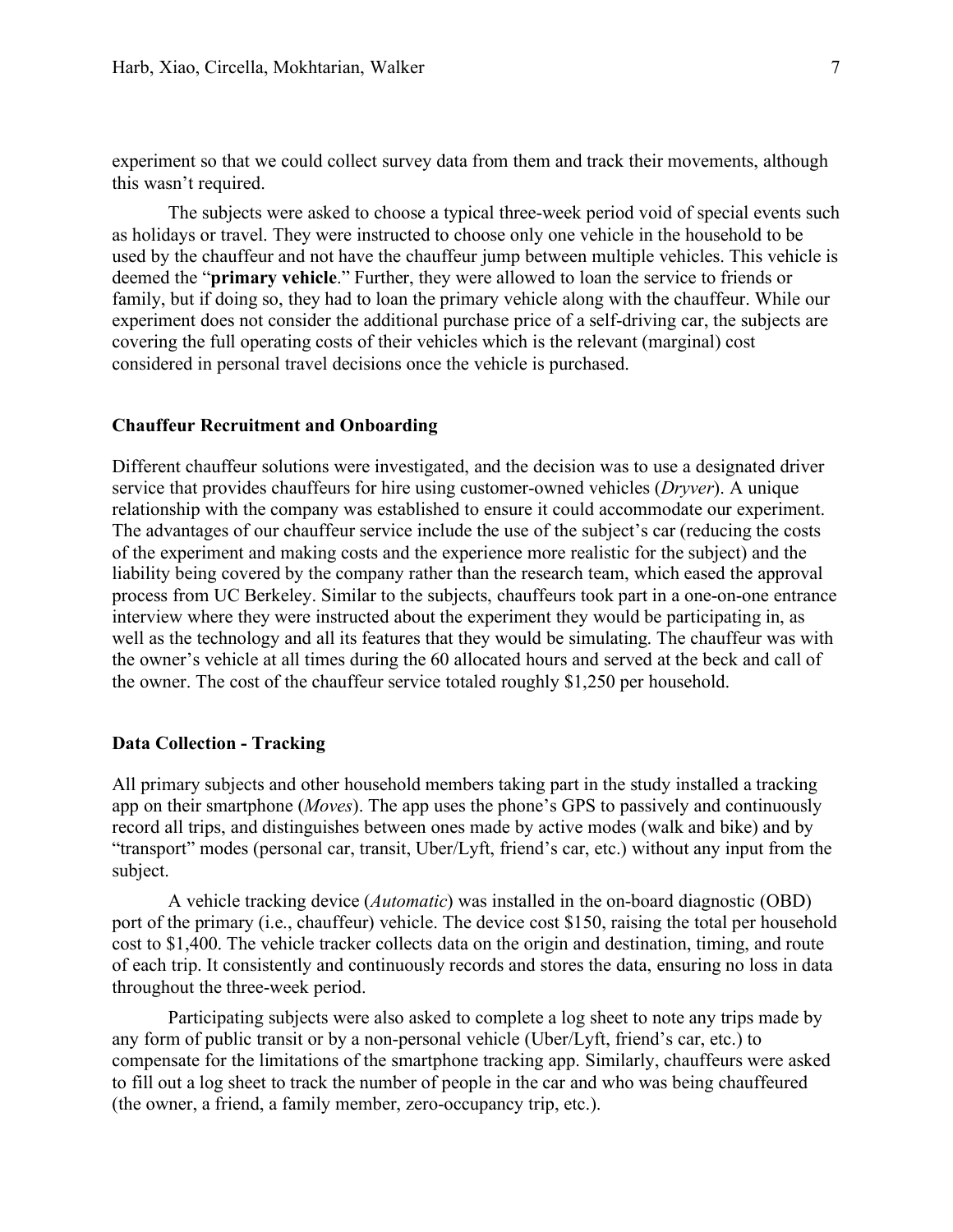experiment so that we could collect survey data from them and track their movements, although this wasn't required.

The subjects were asked to choose a typical three-week period void of special events such as holidays or travel. They were instructed to choose only one vehicle in the household to be used by the chauffeur and not have the chauffeur jump between multiple vehicles. This vehicle is deemed the "**primary vehicle**." Further, they were allowed to loan the service to friends or family, but if doing so, they had to loan the primary vehicle along with the chauffeur. While our experiment does not consider the additional purchase price of a self-driving car, the subjects are covering the full operating costs of their vehicles which is the relevant (marginal) cost considered in personal travel decisions once the vehicle is purchased.

### Chauffeur Recruitment and Onboarding

Different chauffeur solutions were investigated, and the decision was to use a designated driver service that provides chauffeurs for hire using customer-owned vehicles (*Dryver*). A unique relationship with the company was established to ensure it could accommodate our experiment. The advantages of our chauffeur service include the use of the subject's car (reducing the costs of the experiment and making costs and the experience more realistic for the subject) and the liability being covered by the company rather than the research team, which eased the approval process from UC Berkeley. Similar to the subjects, chauffeurs took part in a one-on-one entrance interview where they were instructed about the experiment they would be participating in, as well as the technology and all its features that they would be simulating. The chauffeur was with the owner's vehicle at all times during the 60 allocated hours and served at the beck and call of the owner. The cost of the chauffeur service totaled roughly $1,250 per household.

### Data Collection - Tracking

All primary subjects and other household members taking part in the study installed a tracking app on their smartphone (*Moves*). The app uses the phone's GPS to passively and continuously record all trips, and distinguishes between ones made by active modes (walk and bike) and by "transport" modes (personal car, transit, Uber/Lyft, friend's car, etc.) without any input from the subject.

A vehicle tracking device (*Automatic*) was installed in the on-board diagnostic (OBD) port of the primary (i.e., chauffeur) vehicle. The device cost $150, raising the total per household cost to $1,400. The vehicle tracker collects data on the origin and destination, timing, and route of each trip. It consistently and continuously records and stores the data, ensuring no loss in data throughout the three-week period.

Participating subjects were also asked to complete a log sheet to note any trips made by any form of public transit or by a non-personal vehicle (Uber/Lyft, friend's car, etc.) to compensate for the limitations of the smartphone tracking app. Similarly, chauffeurs were asked to fill out a log sheet to track the number of people in the car and who was being chauffeured (the owner, a friend, a family member, zero-occupancy trip, etc.).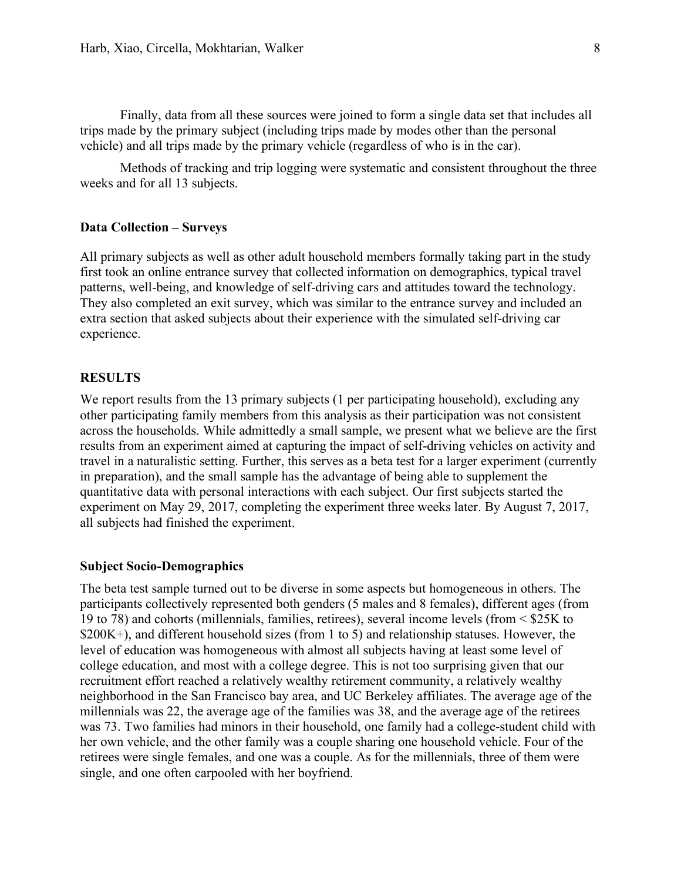Finally, data from all these sources were joined to form a single data set that includes all trips made by the primary subject (including trips made by modes other than the personal vehicle) and all trips made by the primary vehicle (regardless of who is in the car).

Methods of tracking and trip logging were systematic and consistent throughout the three weeks and for all 13 subjects.

**Data Collection – Surveys**

All primary subjects as well as other adult household members formally taking part in the study first took an online entrance survey that collected information on demographics, typical travel patterns, well-being, and knowledge of self-driving cars and attitudes toward the technology. They also completed an exit survey, which was similar to the entrance survey and included an extra section that asked subjects about their experience with the simulated self-driving car experience.

## RESULTS

We report results from the 13 primary subjects (1 per participating household), excluding any other participating family members from this analysis as their participation was not consistent across the households. While admittedly a small sample, we present what we believe are the first results from an experiment aimed at capturing the impact of self-driving vehicles on activity and travel in a naturalistic setting. Further, this serves as a beta test for a larger experiment (currently in preparation), and the small sample has the advantage of being able to supplement the quantitative data with personal interactions with each subject. Our first subjects started the experiment on May 29, 2017, completing the experiment three weeks later. By August 7, 2017, all subjects had finished the experiment.

**Subject Socio-Demographics**

The beta test sample turned out to be diverse in some aspects but homogeneous in others. The participants collectively represented both genders (5 males and 8 females), different ages (from 19 to 78) and cohorts (millennials, families, retirees), several income levels (from < $25K to $200K+), and different household sizes (from 1 to 5) and relationship statuses. However, the level of education was homogeneous with almost all subjects having at least some level of college education, and most with a college degree. This is not too surprising given that our recruitment effort reached a relatively wealthy retirement community, a relatively wealthy neighborhood in the San Francisco bay area, and UC Berkeley affiliates. The average age of the millennials was 22, the average age of the families was 38, and the average age of the retirees was 73. Two families had minors in their household, one family had a college-student child with her own vehicle, and the other family was a couple sharing one household vehicle. Four of the retirees were single females, and one was a couple. As for the millennials, three of them were single, and one often carpooled with her boyfriend.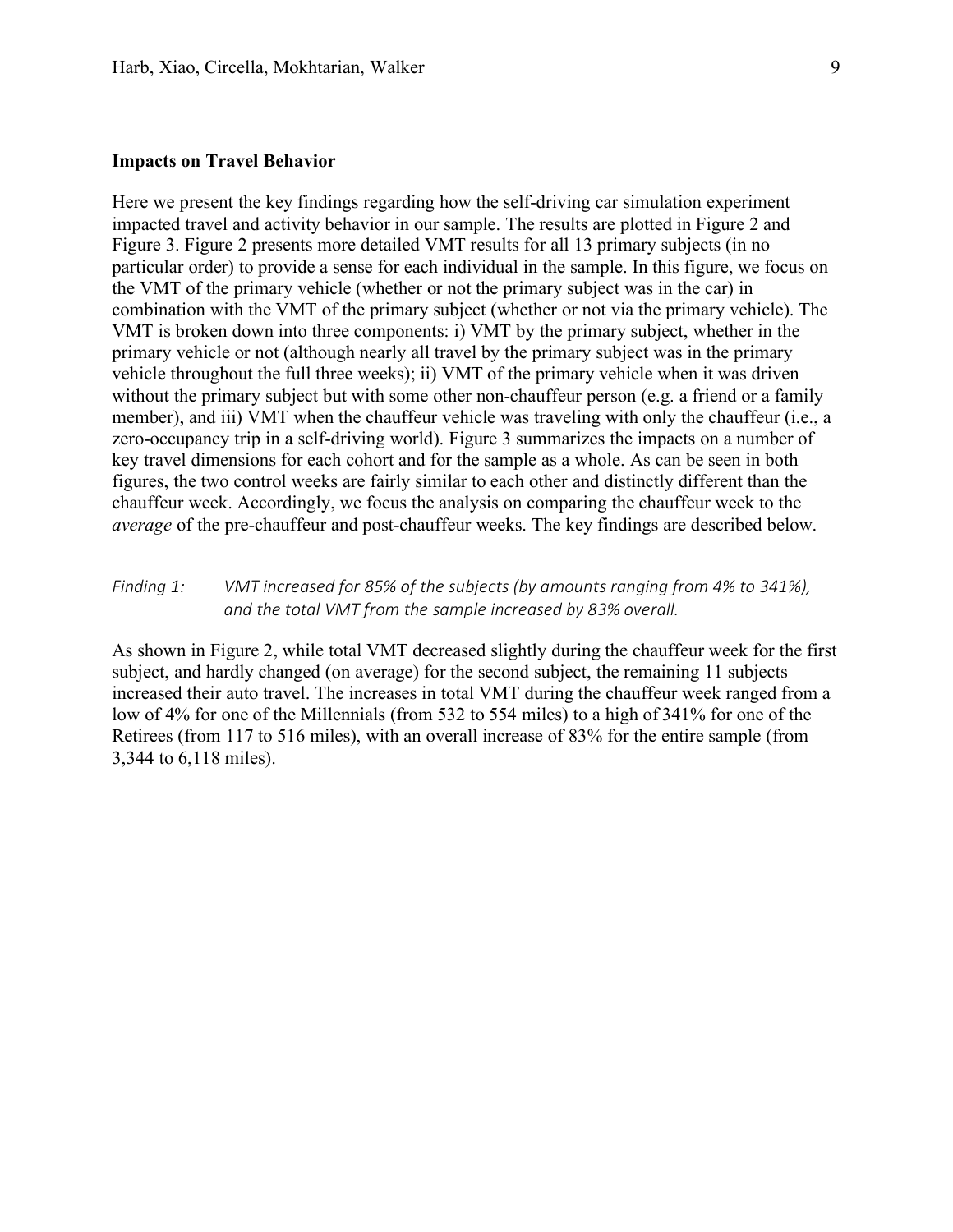**Impacts on Travel Behavior**

Here we present the key findings regarding how the self-driving car simulation experiment impacted travel and activity behavior in our sample. The results are plotted in Figure 2 and Figure 3. Figure 2 presents more detailed VMT results for all 13 primary subjects (in no particular order) to provide a sense for each individual in the sample. In this figure, we focus on the VMT of the primary vehicle (whether or not the primary subject was in the car) in combination with the VMT of the primary subject (whether or not via the primary vehicle). The VMT is broken down into three components: i) VMT by the primary subject, whether in the primary vehicle or not (although nearly all travel by the primary subject was in the primary vehicle throughout the full three weeks); ii) VMT of the primary vehicle when it was driven without the primary subject but with some other non-chauffeur person (e.g. a friend or a family member), and iii) VMT when the chauffeur vehicle was traveling with only the chauffeur (i.e., a zero-occupancy trip in a self-driving world). Figure 3 summarizes the impacts on a number of key travel dimensions for each cohort and for the sample as a whole. As can be seen in both figures, the two control weeks are fairly similar to each other and distinctly different than the chauffeur week. Accordingly, we focus the analysis on comparing the chauffeur week to the *average* of the pre-chauffeur and post-chauffeur weeks. The key findings are described below.

*Finding 1: VMT increased for 85% of the subjects (by amounts ranging from 4% to 341%), and the total VMT from the sample increased by 83% overall.*

As shown in Figure 2, while total VMT decreased slightly during the chauffeur week for the first subject, and hardly changed (on average) for the second subject, the remaining 11 subjects increased their auto travel. The increases in total VMT during the chauffeur week ranged from a low of 4% for one of the Millennials (from 532 to 554 miles) to a high of 341% for one of the Retirees (from 117 to 516 miles), with an overall increase of 83% for the entire sample (from 3,344 to 6,118 miles).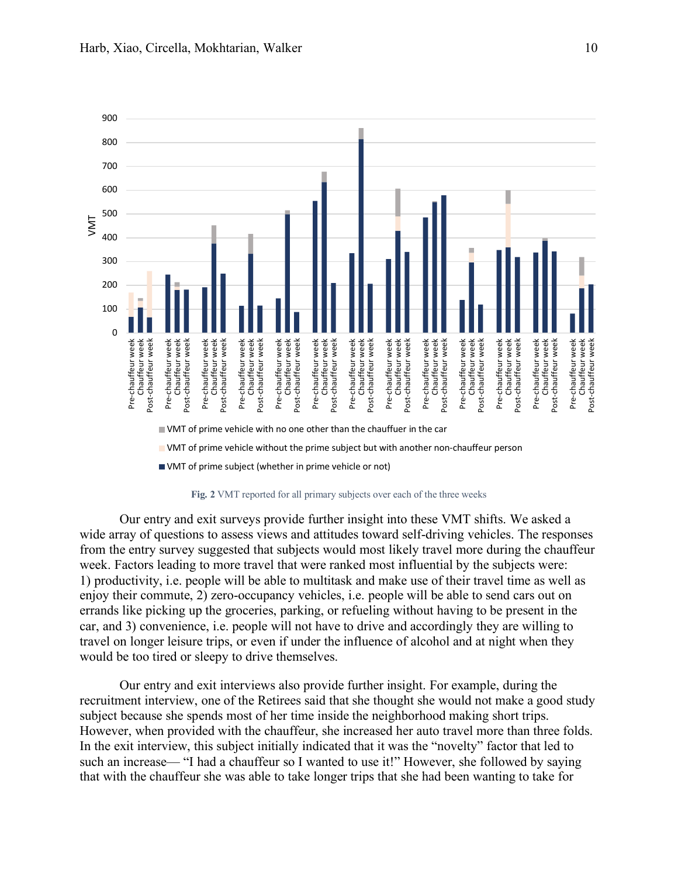**Fig. 2** VMT reported for all primary subjects over each of the three weeks

Our entry and exit surveys provide further insight into these VMT shifts. We asked a wide array of questions to assess views and attitudes toward self-driving vehicles. The responses from the entry survey suggested that subjects would most likely travel more during the chauffeur week. Factors leading to more travel that were ranked most influential by the subjects were: 1) productivity, i.e. people will be able to multitask and make use of their travel time as well as enjoy their commute, 2) zero-occupancy vehicles, i.e. people will be able to send cars out on errands like picking up the groceries, parking, or refueling without having to be present in the car, and 3) convenience, i.e. people will not have to drive and accordingly they are willing to travel on longer leisure trips, or even if under the influence of alcohol and at night when they would be too tired or sleepy to drive themselves.

Our entry and exit interviews also provide further insight. For example, during the recruitment interview, one of the Retirees said that she thought she would not make a good study subject because she spends most of her time inside the neighborhood making short trips. However, when provided with the chauffeur, she increased her auto travel more than three folds. In the exit interview, this subject initially indicated that it was the "novelty" factor that led to such an increase— "I had a chauffeur so I wanted to use it!" However, she followed by saying that with the chauffeur she was able to take longer trips that she had been wanting to take for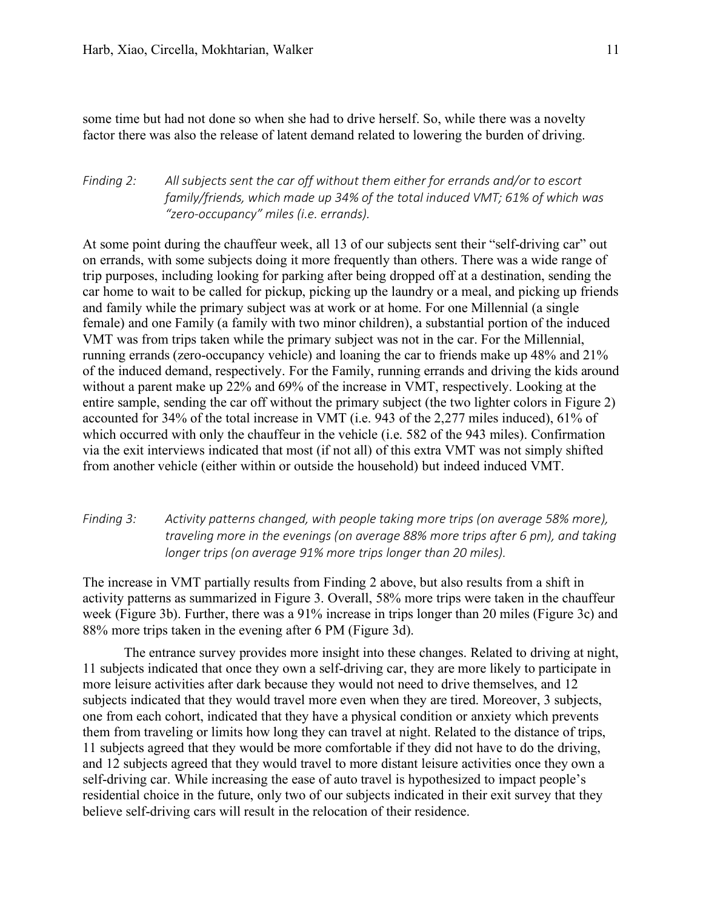some time but had not done so when she had to drive herself. So, while there was a novelty factor there was also the release of latent demand related to lowering the burden of driving.

*Finding 2: All subjects sent the car off without them either for errands and/or to escort family/friends, which made up 34% of the total induced VMT; 61% of which was "zero-occupancy" miles (i.e. errands).*

At some point during the chauffeur week, all 13 of our subjects sent their "self-driving car" out on errands, with some subjects doing it more frequently than others. There was a wide range of trip purposes, including looking for parking after being dropped off at a destination, sending the car home to wait to be called for pickup, picking up the laundry or a meal, and picking up friends and family while the primary subject was at work or at home. For one Millennial (a single female) and one Family (a family with two minor children), a substantial portion of the induced VMT was from trips taken while the primary subject was not in the car. For the Millennial, running errands (zero-occupancy vehicle) and loaning the car to friends make up 48% and 21% of the induced demand, respectively. For the Family, running errands and driving the kids around without a parent make up 22% and 69% of the increase in VMT, respectively. Looking at the entire sample, sending the car off without the primary subject (the two lighter colors in Figure 2) accounted for 34% of the total increase in VMT (i.e. 943 of the 2,277 miles induced), 61% of which occurred with only the chauffeur in the vehicle (i.e. 582 of the 943 miles). Confirmation via the exit interviews indicated that most (if not all) of this extra VMT was not simply shifted from another vehicle (either within or outside the household) but indeed induced VMT.

*Finding 3: Activity patterns changed, with people taking more trips (on average 58% more), traveling more in the evenings (on average 88% more trips after 6 pm), and taking longer trips (on average 91% more trips longer than 20 miles).*

The increase in VMT partially results from Finding 2 above, but also results from a shift in activity patterns as summarized in Figure 3. Overall, 58% more trips were taken in the chauffeur week (Figure 3b). Further, there was a 91% increase in trips longer than 20 miles (Figure 3c) and 88% more trips taken in the evening after 6 PM (Figure 3d).

The entrance survey provides more insight into these changes. Related to driving at night, 11 subjects indicated that once they own a self-driving car, they are more likely to participate in more leisure activities after dark because they would not need to drive themselves, and 12 subjects indicated that they would travel more even when they are tired. Moreover, 3 subjects, one from each cohort, indicated that they have a physical condition or anxiety which prevents them from traveling or limits how long they can travel at night. Related to the distance of trips, 11 subjects agreed that they would be more comfortable if they did not have to do the driving, and 12 subjects agreed that they would travel to more distant leisure activities once they own a self-driving car. While increasing the ease of auto travel is hypothesized to impact people's residential choice in the future, only two of our subjects indicated in their exit survey that they believe self-driving cars will result in the relocation of their residence.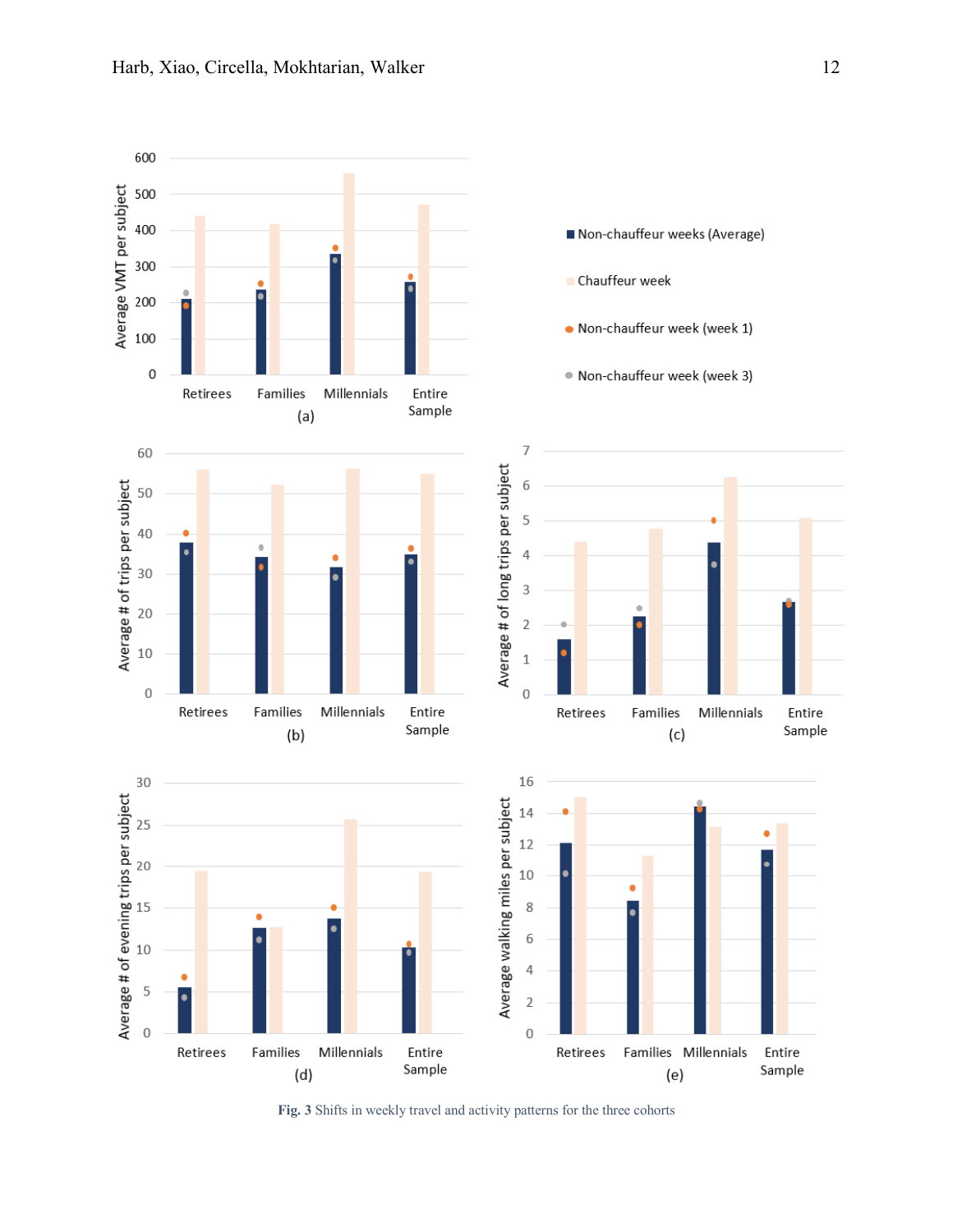Fig. 3 Shifts in weekly travel and activity patterns for the three cohorts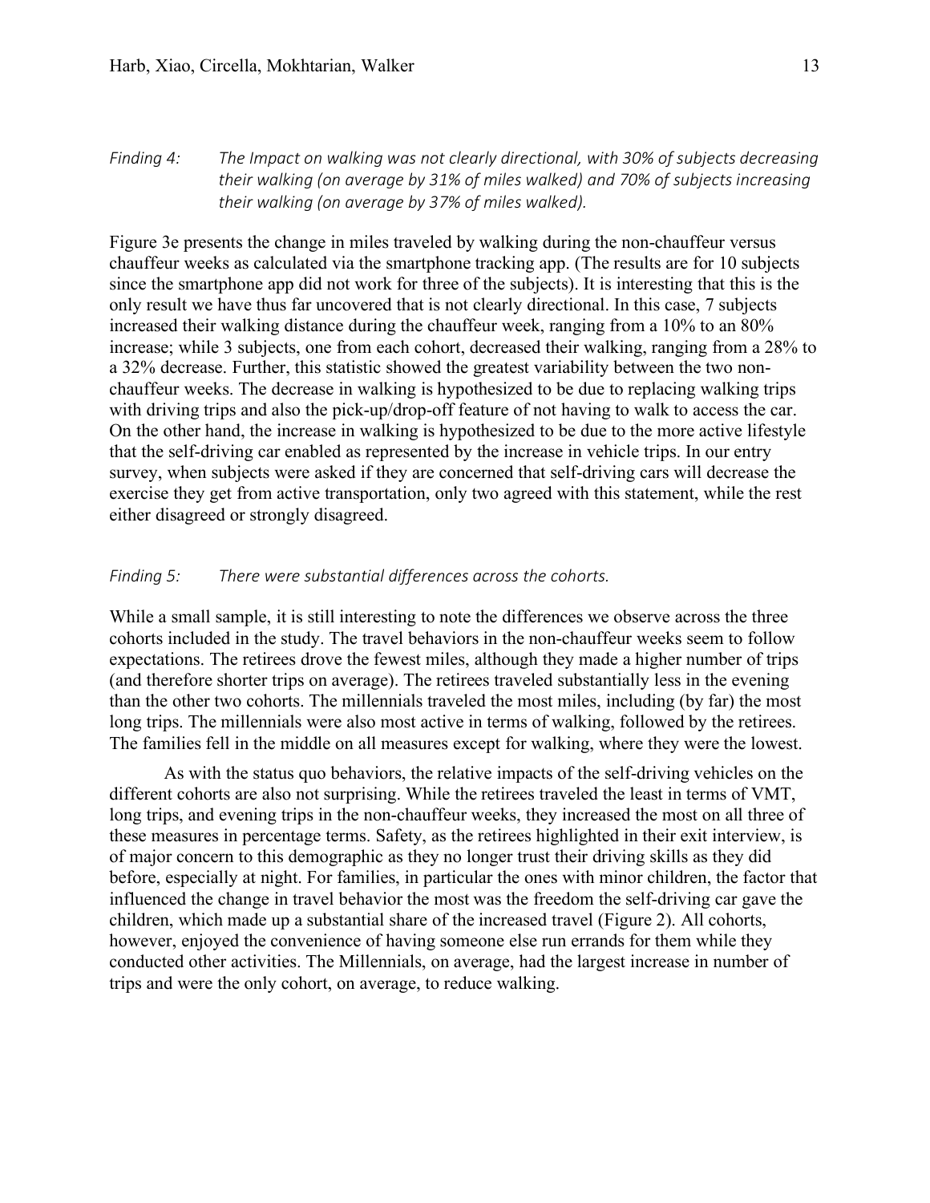*Finding 4: The Impact on walking was not clearly directional, with 30% of subjects decreasing their walking (on average by 31% of miles walked) and 70% of subjects increasing their walking (on average by 37% of miles walked).*

Figure 3e presents the change in miles traveled by walking during the non-chauffeur versus chauffeur weeks as calculated via the smartphone tracking app. (The results are for 10 subjects since the smartphone app did not work for three of the subjects). It is interesting that this is the only result we have thus far uncovered that is not clearly directional. In this case, 7 subjects increased their walking distance during the chauffeur week, ranging from a 10% to an 80% increase; while 3 subjects, one from each cohort, decreased their walking, ranging from a 28% to a 32% decrease. Further, this statistic showed the greatest variability between the two non-chauffeur weeks. The decrease in walking is hypothesized to be due to replacing walking trips with driving trips and also the pick-up/drop-off feature of not having to walk to access the car. On the other hand, the increase in walking is hypothesized to be due to the more active lifestyle that the self-driving car enabled as represented by the increase in vehicle trips. In our entry survey, when subjects were asked if they are concerned that self-driving cars will decrease the exercise they get from active transportation, only two agreed with this statement, while the rest either disagreed or strongly disagreed.

*Finding 5: There were substantial differences across the cohorts.*

While a small sample, it is still interesting to note the differences we observe across the three cohorts included in the study. The travel behaviors in the non-chauffeur weeks seem to follow expectations. The retirees drove the fewest miles, although they made a higher number of trips (and therefore shorter trips on average). The retirees traveled substantially less in the evening than the other two cohorts. The millennials traveled the most miles, including (by far) the most long trips. The millennials were also most active in terms of walking, followed by the retirees. The families fell in the middle on all measures except for walking, where they were the lowest.

As with the status quo behaviors, the relative impacts of the self-driving vehicles on the different cohorts are also not surprising. While the retirees traveled the least in terms of VMT, long trips, and evening trips in the non-chauffeur weeks, they increased the most on all three of these measures in percentage terms. Safety, as the retirees highlighted in their exit interview, is of major concern to this demographic as they no longer trust their driving skills as they did before, especially at night. For families, in particular the ones with minor children, the factor that influenced the change in travel behavior the most was the freedom the self-driving car gave the children, which made up a substantial share of the increased travel (Figure 2). All cohorts, however, enjoyed the convenience of having someone else run errands for them while they conducted other activities. The Millennials, on average, had the largest increase in number of trips and were the only cohort, on average, to reduce walking.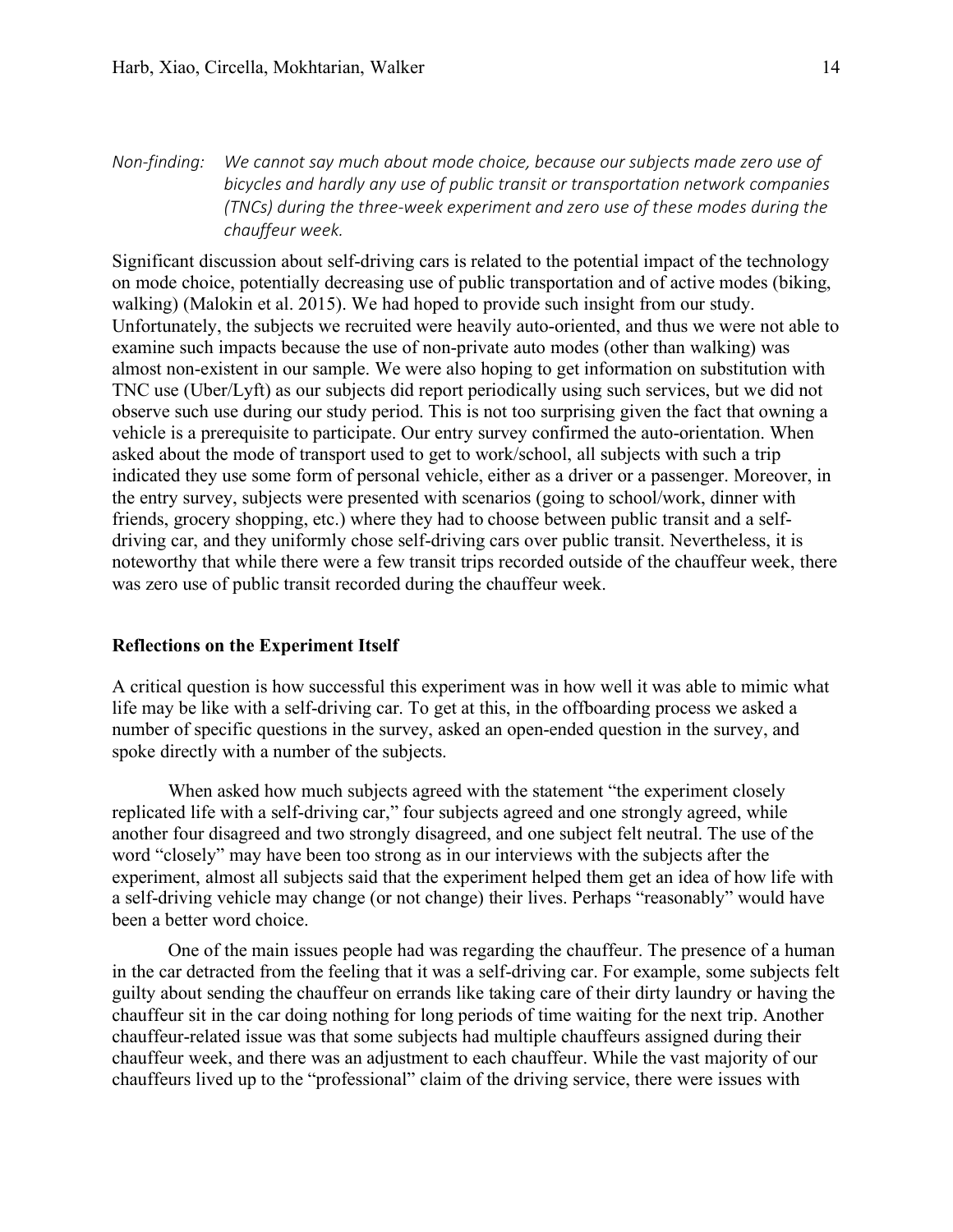*Non-finding: We cannot say much about mode choice, because our subjects made zero use of bicycles and hardly any use of public transit or transportation network companies (TNCs) during the three-week experiment and zero use of these modes during the chauffeur week.*

Significant discussion about self-driving cars is related to the potential impact of the technology on mode choice, potentially decreasing use of public transportation and of active modes (biking, walking) (Malokin et al. 2015). We had hoped to provide such insight from our study. Unfortunately, the subjects we recruited were heavily auto-oriented, and thus we were not able to examine such impacts because the use of non-private auto modes (other than walking) was almost non-existent in our sample. We were also hoping to get information on substitution with TNC use (Uber/Lyft) as our subjects did report periodically using such services, but we did not observe such use during our study period. This is not too surprising given the fact that owning a vehicle is a prerequisite to participate. Our entry survey confirmed the auto-orientation. When asked about the mode of transport used to get to work/school, all subjects with such a trip indicated they use some form of personal vehicle, either as a driver or a passenger. Moreover, in the entry survey, subjects were presented with scenarios (going to school/work, dinner with friends, grocery shopping, etc.) where they had to choose between public transit and a self-driving car, and they uniformly chose self-driving cars over public transit. Nevertheless, it is noteworthy that while there were a few transit trips recorded outside of the chauffeur week, there was zero use of public transit recorded during the chauffeur week.

## Reflections on the Experiment Itself

A critical question is how successful this experiment was in how well it was able to mimic what life may be like with a self-driving car. To get at this, in the offboarding process we asked a number of specific questions in the survey, asked an open-ended question in the survey, and spoke directly with a number of the subjects.

When asked how much subjects agreed with the statement "the experiment closely replicated life with a self-driving car," four subjects agreed and one strongly agreed, while another four disagreed and two strongly disagreed, and one subject felt neutral. The use of the word "closely" may have been too strong as in our interviews with the subjects after the experiment, almost all subjects said that the experiment helped them get an idea of how life with a self-driving vehicle may change (or not change) their lives. Perhaps "reasonably" would have been a better word choice.

One of the main issues people had was regarding the chauffeur. The presence of a human in the car detracted from the feeling that it was a self-driving car. For example, some subjects felt guilty about sending the chauffeur on errands like taking care of their dirty laundry or having the chauffeur sit in the car doing nothing for long periods of time waiting for the next trip. Another chauffeur-related issue was that some subjects had multiple chauffeurs assigned during their chauffeur week, and there was an adjustment to each chauffeur. While the vast majority of our chauffeurs lived up to the "professional" claim of the driving service, there were issues with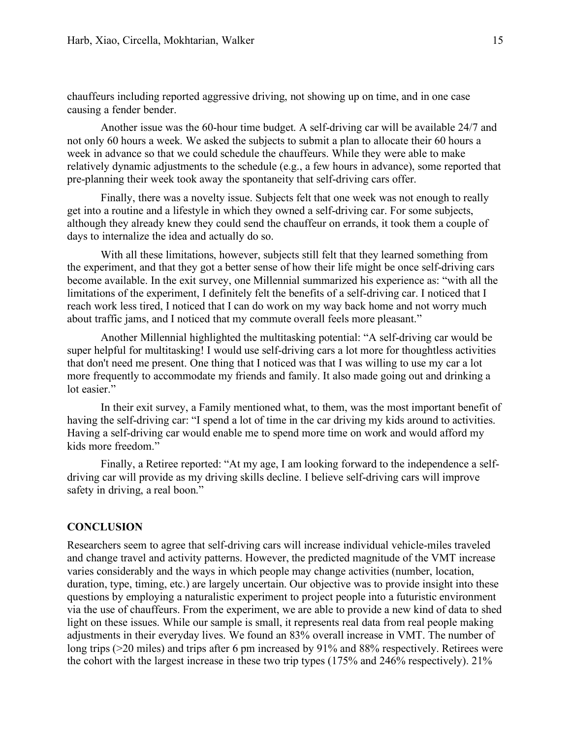chauffeurs including reported aggressive driving, not showing up on time, and in one case causing a fender bender.

Another issue was the 60-hour time budget. A self-driving car will be available 24/7 and not only 60 hours a week. We asked the subjects to submit a plan to allocate their 60 hours a week in advance so that we could schedule the chauffeurs. While they were able to make relatively dynamic adjustments to the schedule (e.g., a few hours in advance), some reported that pre-planning their week took away the spontaneity that self-driving cars offer.

Finally, there was a novelty issue. Subjects felt that one week was not enough to really get into a routine and a lifestyle in which they owned a self-driving car. For some subjects, although they already knew they could send the chauffeur on errands, it took them a couple of days to internalize the idea and actually do so.

With all these limitations, however, subjects still felt that they learned something from the experiment, and that they got a better sense of how their life might be once self-driving cars become available. In the exit survey, one Millennial summarized his experience as: "with all the limitations of the experiment, I definitely felt the benefits of a self-driving car. I noticed that I reach work less tired, I noticed that I can do work on my way back home and not worry much about traffic jams, and I noticed that my commute overall feels more pleasant."

Another Millennial highlighted the multitasking potential: "A self-driving car would be super helpful for multitasking! I would use self-driving cars a lot more for thoughtless activities that don't need me present. One thing that I noticed was that I was willing to use my car a lot more frequently to accommodate my friends and family. It also made going out and drinking a lot easier."

In their exit survey, a Family mentioned what, to them, was the most important benefit of having the self-driving car: "I spend a lot of time in the car driving my kids around to activities. Having a self-driving car would enable me to spend more time on work and would afford my kids more freedom."

Finally, a Retiree reported: "At my age, I am looking forward to the independence a self-driving car will provide as my driving skills decline. I believe self-driving cars will improve safety in driving, a real boon."

## CONCLUSION

Researchers seem to agree that self-driving cars will increase individual vehicle-miles traveled and change travel and activity patterns. However, the predicted magnitude of the VMT increase varies considerably and the ways in which people may change activities (number, location, duration, type, timing, etc.) are largely uncertain. Our objective was to provide insight into these questions by employing a naturalistic experiment to project people into a futuristic environment via the use of chauffeurs. From the experiment, we are able to provide a new kind of data to shed light on these issues. While our sample is small, it represents real data from real people making adjustments in their everyday lives. We found an 83% overall increase in VMT. The number of long trips (>20 miles) and trips after 6 pm increased by 91% and 88% respectively. Retirees were the cohort with the largest increase in these two trip types (175% and 246% respectively). 21%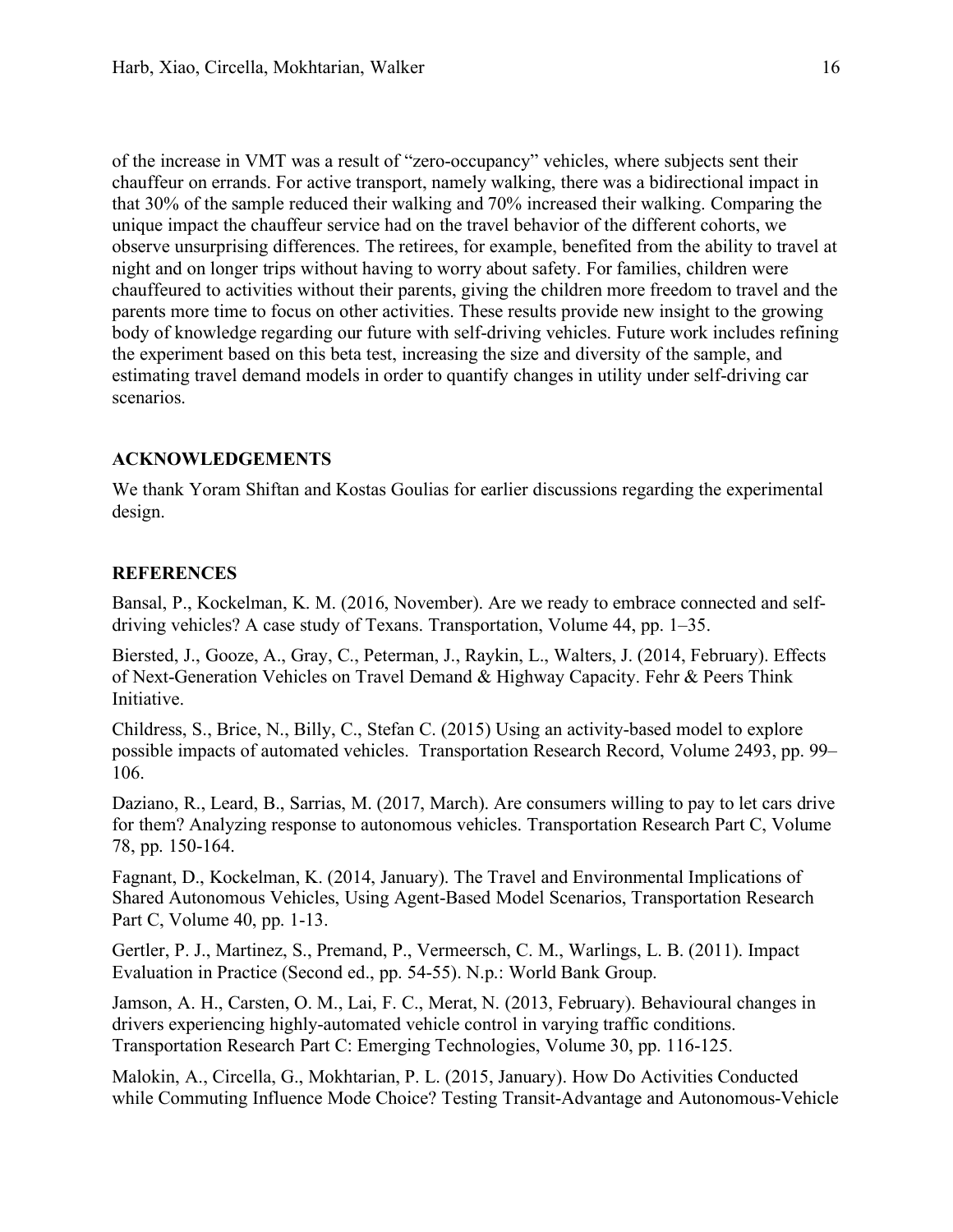of the increase in VMT was a result of "zero-occupancy" vehicles, where subjects sent their chauffeur on errands. For active transport, namely walking, there was a bidirectional impact in that 30% of the sample reduced their walking and 70% increased their walking. Comparing the unique impact the chauffeur service had on the travel behavior of the different cohorts, we observe unsurprising differences. The retirees, for example, benefited from the ability to travel at night and on longer trips without having to worry about safety. For families, children were chauffeured to activities without their parents, giving the children more freedom to travel and the parents more time to focus on other activities. These results provide new insight to the growing body of knowledge regarding our future with self-driving vehicles. Future work includes refining the experiment based on this beta test, increasing the size and diversity of the sample, and estimating travel demand models in order to quantify changes in utility under self-driving car scenarios.

## ACKNOWLEDGEMENTS

We thank Yoram Shiftan and Kostas Goulias for earlier discussions regarding the experimental design.

## REFERENCES

Bansal, P., Kockelman, K. M. (2016, November). Are we ready to embrace connected and self-driving vehicles? A case study of Texans. Transportation, Volume 44, pp. 1–35.

Biersted, J., Gooze, A., Gray, C., Peterman, J., Raykin, L., Walters, J. (2014, February). Effects of Next-Generation Vehicles on Travel Demand & Highway Capacity. Fehr & Peers Think Initiative.

Childress, S., Brice, N., Billy, C., Stefan C. (2015) Using an activity-based model to explore possible impacts of automated vehicles. Transportation Research Record, Volume 2493, pp. 99–106.

Daziano, R., Leard, B., Sarrias, M. (2017, March). Are consumers willing to pay to let cars drive for them? Analyzing response to autonomous vehicles. Transportation Research Part C, Volume 78, pp. 150-164.

Fagnant, D., Kockelman, K. (2014, January). The Travel and Environmental Implications of Shared Autonomous Vehicles, Using Agent-Based Model Scenarios, Transportation Research Part C, Volume 40, pp. 1-13.

Gertler, P. J., Martinez, S., Premand, P., Vermeersch, C. M., Warlings, L. B. (2011). Impact Evaluation in Practice (Second ed., pp. 54-55). N.p.: World Bank Group.

Jamson, A. H., Carsten, O. M., Lai, F. C., Merat, N. (2013, February). Behavioural changes in drivers experiencing highly-automated vehicle control in varying traffic conditions. Transportation Research Part C: Emerging Technologies, Volume 30, pp. 116-125.

Malokin, A., Circella, G., Mokhtarian, P. L. (2015, January). How Do Activities Conducted while Commuting Influence Mode Choice? Testing Transit-Advantage and Autonomous-Vehicle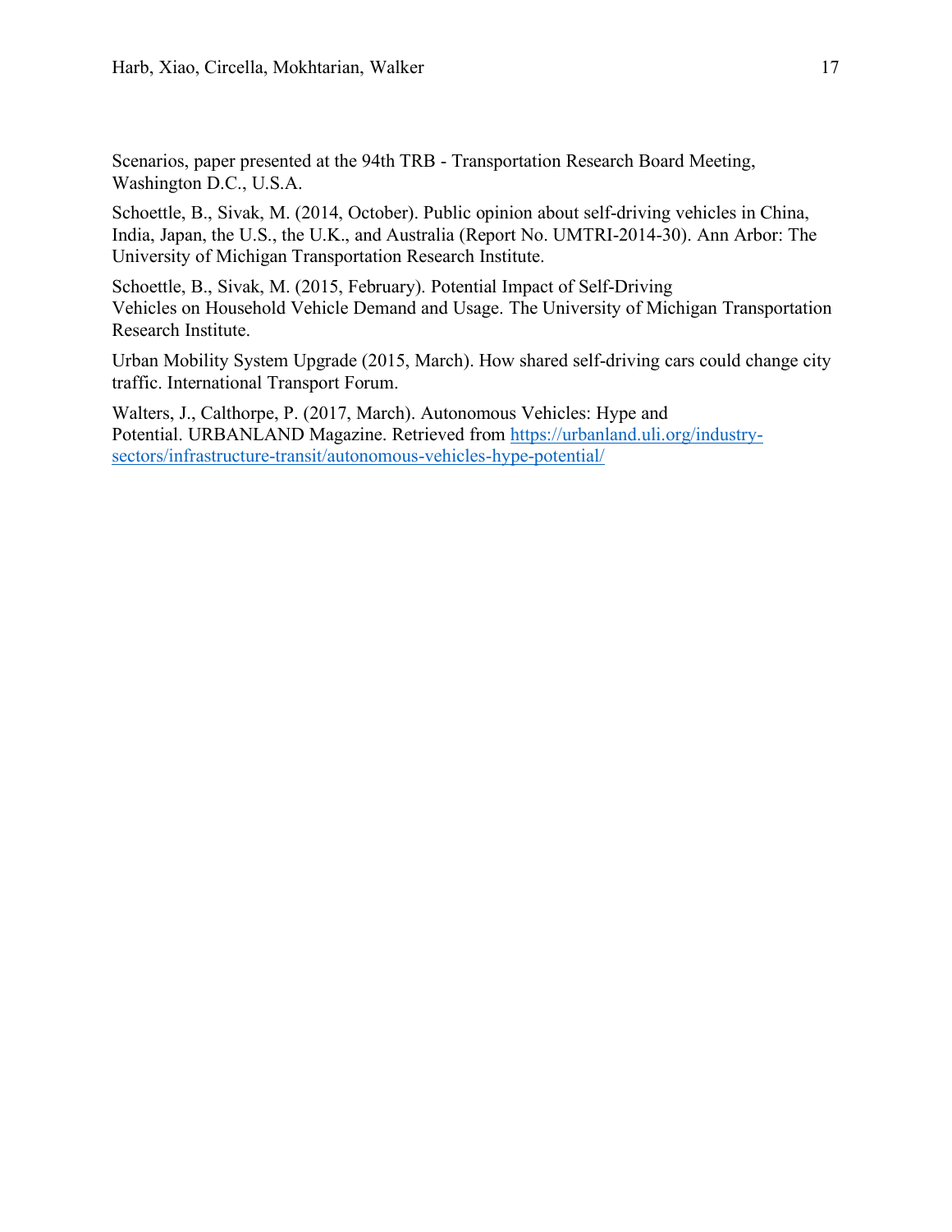Scenarios, paper presented at the 94th TRB - Transportation Research Board Meeting, Washington D.C., U.S.A.

Schoettle, B., Sivak, M. (2014, October). Public opinion about self-driving vehicles in China, India, Japan, the U.S., the U.K., and Australia (Report No. UMTRI-2014-30). Ann Arbor: The University of Michigan Transportation Research Institute.

Schoettle, B., Sivak, M. (2015, February). Potential Impact of Self-Driving Vehicles on Household Vehicle Demand and Usage. The University of Michigan Transportation Research Institute.

Urban Mobility System Upgrade (2015, March). How shared self-driving cars could change city traffic. International Transport Forum.

Walters, J., Calthorpe, P. (2017, March). Autonomous Vehicles: Hype and Potential. URBANLAND Magazine. Retrieved from https://urbanland.uli.org/industry-sectors/infrastructure-transit/autonomous-vehicles-hype-potential/